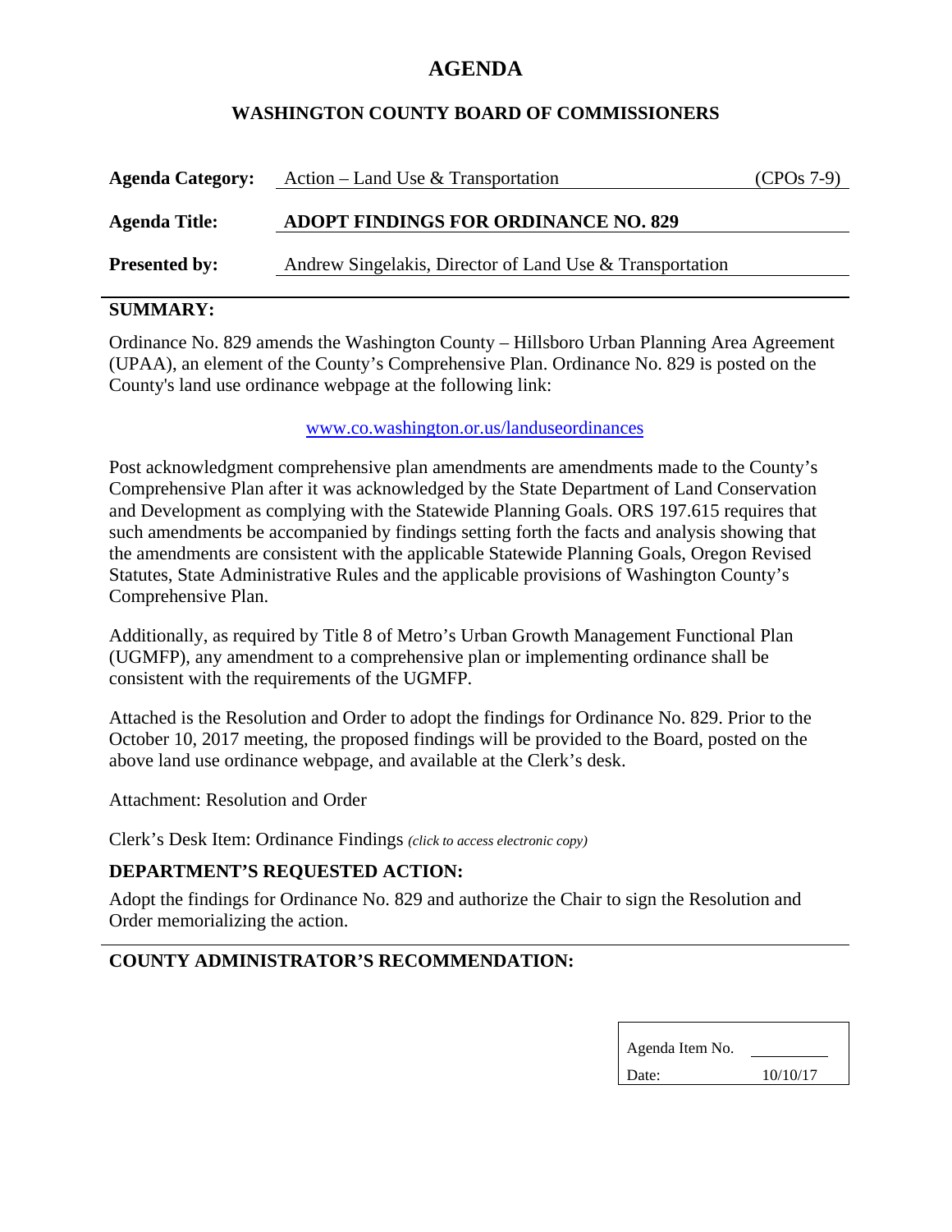# AGENDA

## WASHINGTON COUNTY BOARD OF COMMISSIONERS

**Agenda Category:** Action – Land Use & Transportation (CPOs 7-9)

**Agenda Title:** **ADOPT FINDINGS FOR ORDINANCE NO. 829**

**Presented by:** Andrew Singelakis, Director of Land Use & Transportation

---

### SUMMARY:

Ordinance No. 829 amends the Washington County – Hillsboro Urban Planning Area Agreement (UPAA), an element of the County's Comprehensive Plan. Ordinance No. 829 is posted on the County's land use ordinance webpage at the following link:

www.co.washington.or.us/landuseordinances

Post acknowledgment comprehensive plan amendments are amendments made to the County's Comprehensive Plan after it was acknowledged by the State Department of Land Conservation and Development as complying with the Statewide Planning Goals. ORS 197.615 requires that such amendments be accompanied by findings setting forth the facts and analysis showing that the amendments are consistent with the applicable Statewide Planning Goals, Oregon Revised Statutes, State Administrative Rules and the applicable provisions of Washington County's Comprehensive Plan.

Additionally, as required by Title 8 of Metro's Urban Growth Management Functional Plan (UGMFP), any amendment to a comprehensive plan or implementing ordinance shall be consistent with the requirements of the UGMFP.

Attached is the Resolution and Order to adopt the findings for Ordinance No. 829. Prior to the October 10, 2017 meeting, the proposed findings will be provided to the Board, posted on the above land use ordinance webpage, and available at the Clerk's desk.

Attachment: Resolution and Order

Clerk's Desk Item: Ordinance Findings *(click to access electronic copy)*

### DEPARTMENT'S REQUESTED ACTION:

Adopt the findings for Ordinance No. 829 and authorize the Chair to sign the Resolution and Order memorializing the action.

---

### COUNTY ADMINISTRATOR'S RECOMMENDATION:

| | |
|---|---|
| Agenda Item No. | |
| Date: | 10/10/17 |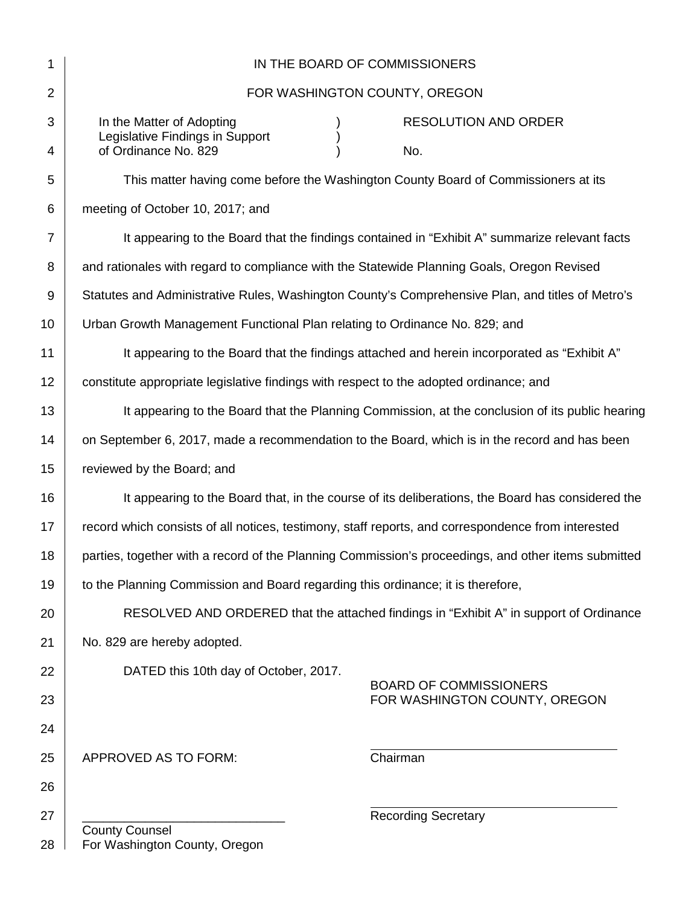IN THE BOARD OF COMMISSIONERS

FOR WASHINGTON COUNTY, OREGON

| | | |
|---|---|---|
| In the Matter of Adopting Legislative Findings in Support of Ordinance No. 829 | ) ) ) | RESOLUTION AND ORDER No. |

This matter having come before the Washington County Board of Commissioners at its meeting of October 10, 2017; and

It appearing to the Board that the findings contained in “Exhibit A” summarize relevant facts and rationales with regard to compliance with the Statewide Planning Goals, Oregon Revised Statutes and Administrative Rules, Washington County’s Comprehensive Plan, and titles of Metro’s Urban Growth Management Functional Plan relating to Ordinance No. 829; and

It appearing to the Board that the findings attached and herein incorporated as “Exhibit A” constitute appropriate legislative findings with respect to the adopted ordinance; and

It appearing to the Board that the Planning Commission, at the conclusion of its public hearing on September 6, 2017, made a recommendation to the Board, which is in the record and has been reviewed by the Board; and

It appearing to the Board that, in the course of its deliberations, the Board has considered the record which consists of all notices, testimony, staff reports, and correspondence from interested parties, together with a record of the Planning Commission’s proceedings, and other items submitted to the Planning Commission and Board regarding this ordinance; it is therefore,

RESOLVED AND ORDERED that the attached findings in “Exhibit A” in support of Ordinance No. 829 are hereby adopted.

DATED this 10th day of October, 2017.

BOARD OF COMMISSIONERS
FOR WASHINGTON COUNTY, OREGON

APPROVED AS TO FORM:

______________________________
Chairman

______________________________
County Counsel
For Washington County, Oregon

______________________________
Recording Secretary